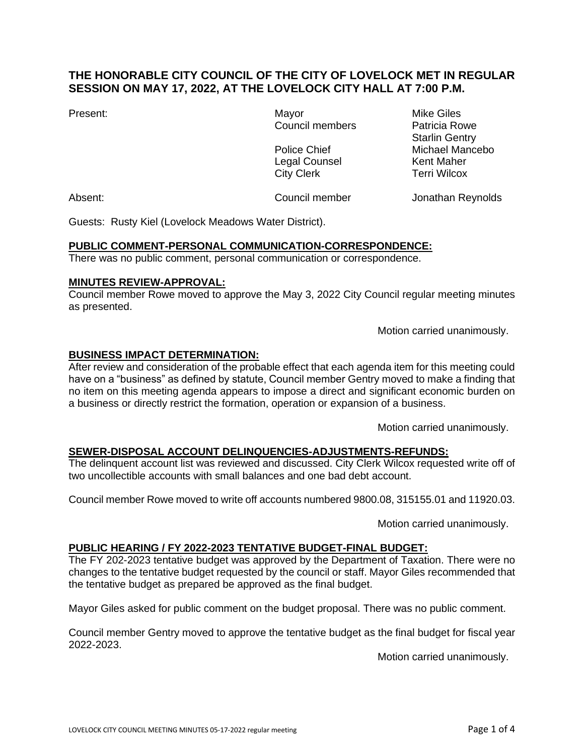# THE HONORABLE CITY COUNCIL OF THE CITY OF LOVELOCK MET IN REGULAR SESSION ON MAY 17, 2022, AT THE LOVELOCK CITY HALL AT 7:00 P.M.

| | | |
|---|---|---|
| Present: | Mayor | Mike Giles |
| | Council members | Patricia Rowe |
| | | Starlin Gentry |
| | Police Chief | Michael Mancebo |
| | Legal Counsel | Kent Maher |
| | City Clerk | Terri Wilcox |
| Absent: | Council member | Jonathan Reynolds |

Guests: Rusty Kiel (Lovelock Meadows Water District).

**PUBLIC COMMENT-PERSONAL COMMUNICATION-CORRESPONDENCE:**

There was no public comment, personal communication or correspondence.

**MINUTES REVIEW-APPROVAL:**

Council member Rowe moved to approve the May 3, 2022 City Council regular meeting minutes as presented.

Motion carried unanimously.

**BUSINESS IMPACT DETERMINATION:**

After review and consideration of the probable effect that each agenda item for this meeting could have on a "business" as defined by statute, Council member Gentry moved to make a finding that no item on this meeting agenda appears to impose a direct and significant economic burden on a business or directly restrict the formation, operation or expansion of a business.

Motion carried unanimously.

**SEWER-DISPOSAL ACCOUNT DELINQUENCIES-ADJUSTMENTS-REFUNDS:**

The delinquent account list was reviewed and discussed. City Clerk Wilcox requested write off of two uncollectible accounts with small balances and one bad debt account.

Council member Rowe moved to write off accounts numbered 9800.08, 315155.01 and 11920.03.

Motion carried unanimously.

**PUBLIC HEARING / FY 2022-2023 TENTATIVE BUDGET-FINAL BUDGET:**

The FY 202-2023 tentative budget was approved by the Department of Taxation. There were no changes to the tentative budget requested by the council or staff. Mayor Giles recommended that the tentative budget as prepared be approved as the final budget.

Mayor Giles asked for public comment on the budget proposal. There was no public comment.

Council member Gentry moved to approve the tentative budget as the final budget for fiscal year 2022-2023.

Motion carried unanimously.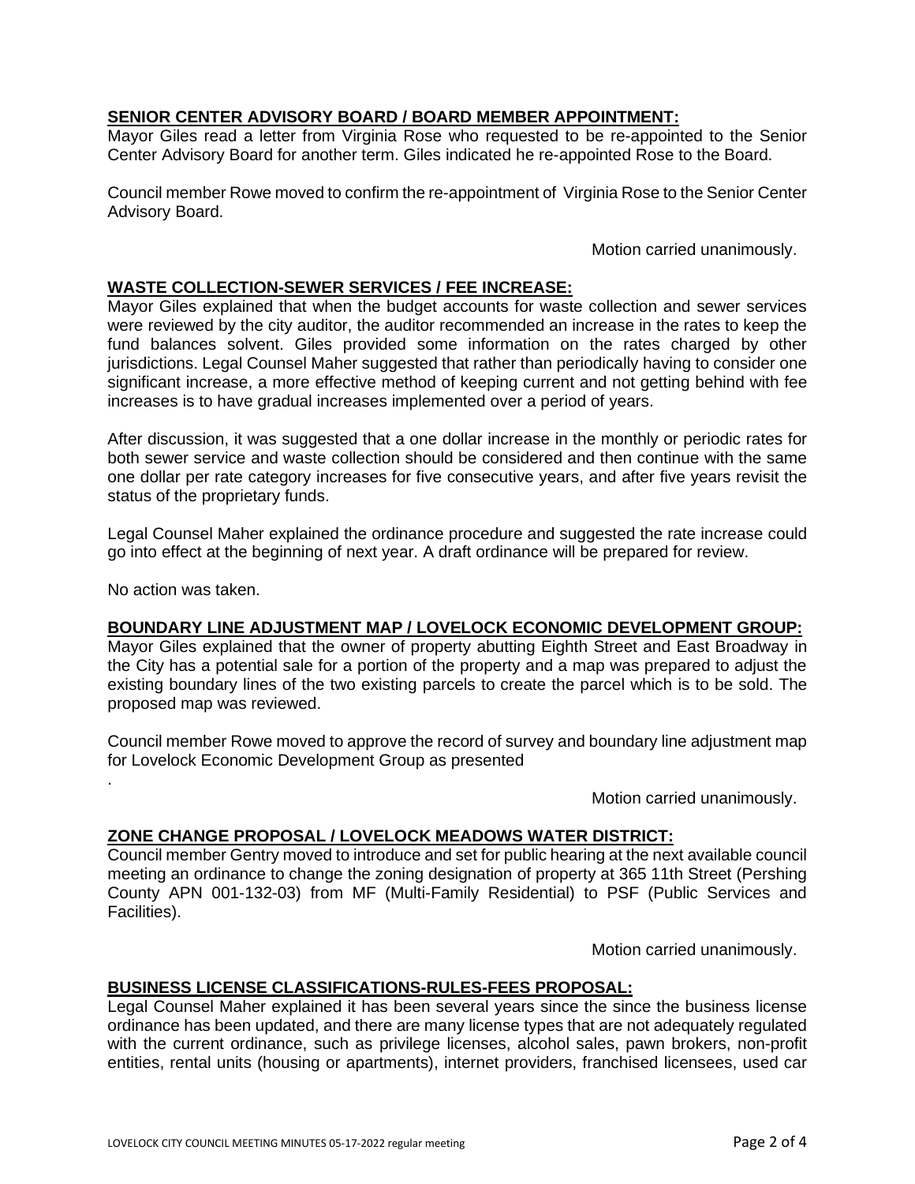**SENIOR CENTER ADVISORY BOARD / BOARD MEMBER APPOINTMENT:**

Mayor Giles read a letter from Virginia Rose who requested to be re-appointed to the Senior Center Advisory Board for another term. Giles indicated he re-appointed Rose to the Board.

Council member Rowe moved to confirm the re-appointment of Virginia Rose to the Senior Center Advisory Board.

Motion carried unanimously.

**WASTE COLLECTION-SEWER SERVICES / FEE INCREASE:**

Mayor Giles explained that when the budget accounts for waste collection and sewer services were reviewed by the city auditor, the auditor recommended an increase in the rates to keep the fund balances solvent. Giles provided some information on the rates charged by other jurisdictions. Legal Counsel Maher suggested that rather than periodically having to consider one significant increase, a more effective method of keeping current and not getting behind with fee increases is to have gradual increases implemented over a period of years.

After discussion, it was suggested that a one dollar increase in the monthly or periodic rates for both sewer service and waste collection should be considered and then continue with the same one dollar per rate category increases for five consecutive years, and after five years revisit the status of the proprietary funds.

Legal Counsel Maher explained the ordinance procedure and suggested the rate increase could go into effect at the beginning of next year. A draft ordinance will be prepared for review.

No action was taken.

**BOUNDARY LINE ADJUSTMENT MAP / LOVELOCK ECONOMIC DEVELOPMENT GROUP:**

Mayor Giles explained that the owner of property abutting Eighth Street and East Broadway in the City has a potential sale for a portion of the property and a map was prepared to adjust the existing boundary lines of the two existing parcels to create the parcel which is to be sold. The proposed map was reviewed.

Council member Rowe moved to approve the record of survey and boundary line adjustment map for Lovelock Economic Development Group as presented

.

Motion carried unanimously.

**ZONE CHANGE PROPOSAL / LOVELOCK MEADOWS WATER DISTRICT:**

Council member Gentry moved to introduce and set for public hearing at the next available council meeting an ordinance to change the zoning designation of property at 365 11th Street (Pershing County APN 001-132-03) from MF (Multi-Family Residential) to PSF (Public Services and Facilities).

Motion carried unanimously.

**BUSINESS LICENSE CLASSIFICATIONS-RULES-FEES PROPOSAL:**

Legal Counsel Maher explained it has been several years since the since the business license ordinance has been updated, and there are many license types that are not adequately regulated with the current ordinance, such as privilege licenses, alcohol sales, pawn brokers, non-profit entities, rental units (housing or apartments), internet providers, franchised licensees, used car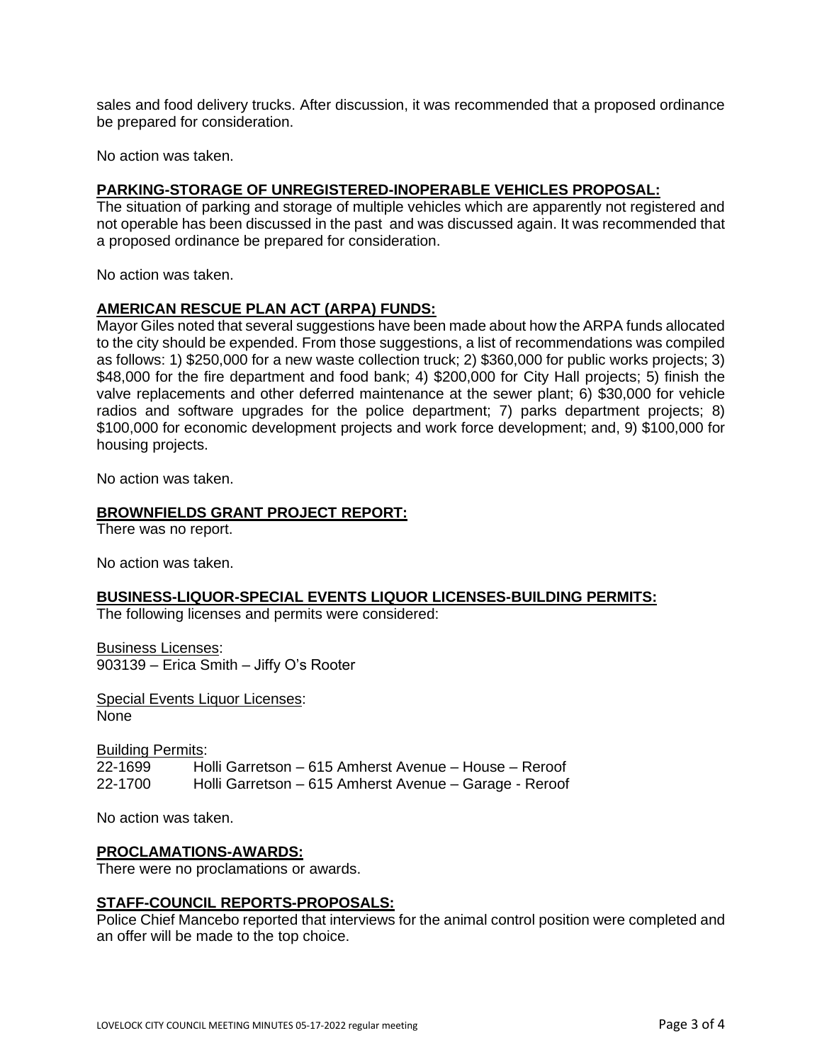sales and food delivery trucks. After discussion, it was recommended that a proposed ordinance be prepared for consideration.

No action was taken.

**PARKING-STORAGE OF UNREGISTERED-INOPERABLE VEHICLES PROPOSAL:**

The situation of parking and storage of multiple vehicles which are apparently not registered and not operable has been discussed in the past and was discussed again. It was recommended that a proposed ordinance be prepared for consideration.

No action was taken.

**AMERICAN RESCUE PLAN ACT (ARPA) FUNDS:**

Mayor Giles noted that several suggestions have been made about how the ARPA funds allocated to the city should be expended. From those suggestions, a list of recommendations was compiled as follows: 1) $250,000 for a new waste collection truck; 2) $360,000 for public works projects; 3) $48,000 for the fire department and food bank; 4) $200,000 for City Hall projects; 5) finish the valve replacements and other deferred maintenance at the sewer plant; 6) $30,000 for vehicle radios and software upgrades for the police department; 7) parks department projects; 8) $100,000 for economic development projects and work force development; and, 9) $100,000 for housing projects.

No action was taken.

**BROWNFIELDS GRANT PROJECT REPORT:**

There was no report.

No action was taken.

**BUSINESS-LIQUOR-SPECIAL EVENTS LIQUOR LICENSES-BUILDING PERMITS:**

The following licenses and permits were considered:

Business Licenses:
903139 – Erica Smith – Jiffy O's Rooter

Special Events Liquor Licenses:
None

Building Permits:
22-1699 Holli Garretson – 615 Amherst Avenue – House – Reroof
22-1700 Holli Garretson – 615 Amherst Avenue – Garage - Reroof

No action was taken.

**PROCLAMATIONS-AWARDS:**

There were no proclamations or awards.

**STAFF-COUNCIL REPORTS-PROPOSALS:**

Police Chief Mancebo reported that interviews for the animal control position were completed and an offer will be made to the top choice.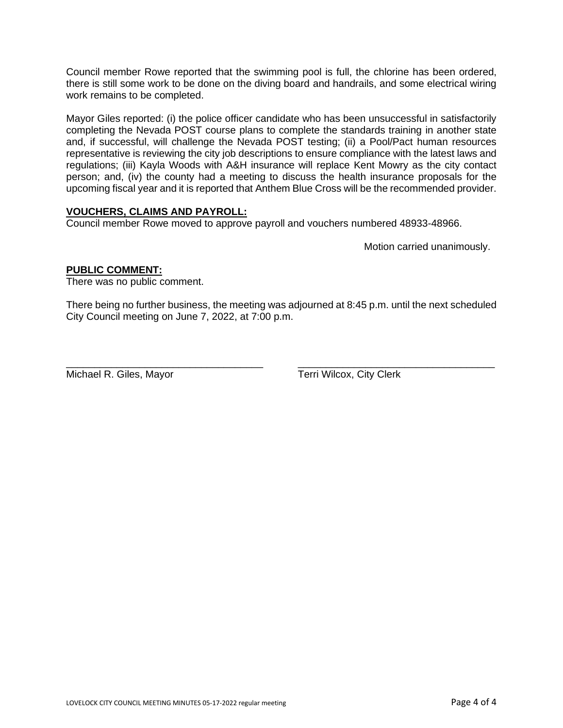Council member Rowe reported that the swimming pool is full, the chlorine has been ordered, there is still some work to be done on the diving board and handrails, and some electrical wiring work remains to be completed.

Mayor Giles reported: (i) the police officer candidate who has been unsuccessful in satisfactorily completing the Nevada POST course plans to complete the standards training in another state and, if successful, will challenge the Nevada POST testing; (ii) a Pool/Pact human resources representative is reviewing the city job descriptions to ensure compliance with the latest laws and regulations; (iii) Kayla Woods with A&H insurance will replace Kent Mowry as the city contact person; and, (iv) the county had a meeting to discuss the health insurance proposals for the upcoming fiscal year and it is reported that Anthem Blue Cross will be the recommended provider.

**VOUCHERS, CLAIMS AND PAYROLL:**

Council member Rowe moved to approve payroll and vouchers numbered 48933-48966.

Motion carried unanimously.

**PUBLIC COMMENT:**

There was no public comment.

There being no further business, the meeting was adjourned at 8:45 p.m. until the next scheduled City Council meeting on June 7, 2022, at 7:00 p.m.

\_\_\_\_\_\_\_\_\_\_\_\_\_\_\_\_\_\_\_\_\_\_\_\_\_\_\_\_\_\_\_\_\_\_\_\_
Michael R. Giles, Mayor

\_\_\_\_\_\_\_\_\_\_\_\_\_\_\_\_\_\_\_\_\_\_\_\_\_\_\_\_\_\_\_\_\_\_\_\_
Terri Wilcox, City Clerk